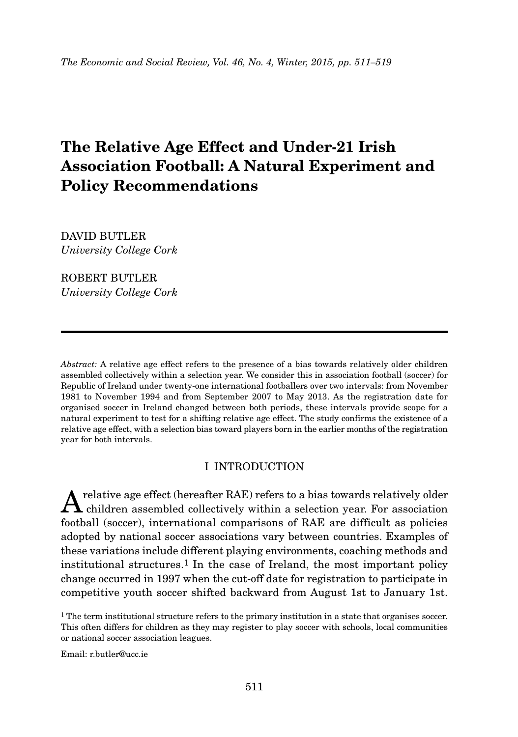# The Relative Age Effect and Under-21 Irish Association Football: A Natural Experiment and Policy Recommendations

DAVID BUTLER
*University College Cork*

ROBERT BUTLER
*University College Cork*

---

*Abstract:* A relative age effect refers to the presence of a bias towards relatively older children assembled collectively within a selection year. We consider this in association football (soccer) for Republic of Ireland under twenty-one international footballers over two intervals: from November 1981 to November 1994 and from September 2007 to May 2013. As the registration date for organised soccer in Ireland changed between both periods, these intervals provide scope for a natural experiment to test for a shifting relative age effect. The study confirms the existence of a relative age effect, with a selection bias toward players born in the earlier months of the registration year for both intervals.

## I INTRODUCTION

A relative age effect (hereafter RAE) refers to a bias towards relatively older children assembled collectively within a selection year. For association football (soccer), international comparisons of RAE are difficult as policies adopted by national soccer associations vary between countries. Examples of these variations include different playing environments, coaching methods and institutional structures.[1] In the case of Ireland, the most important policy change occurred in 1997 when the cut-off date for registration to participate in competitive youth soccer shifted backward from August 1st to January 1st.

[1] The term institutional structure refers to the primary institution in a state that organises soccer. This often differs for children as they may register to play soccer with schools, local communities or national soccer association leagues.

Email: r.butler@ucc.ie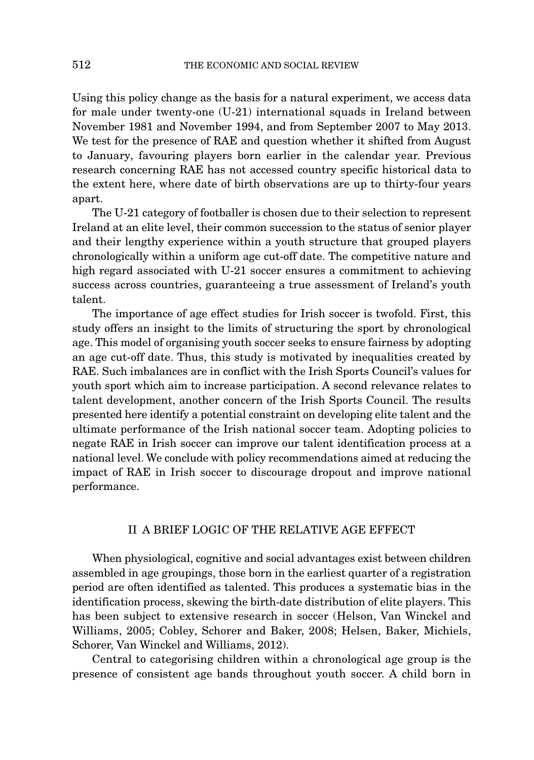Using this policy change as the basis for a natural experiment, we access data for male under twenty-one (U-21) international squads in Ireland between November 1981 and November 1994, and from September 2007 to May 2013. We test for the presence of RAE and question whether it shifted from August to January, favouring players born earlier in the calendar year. Previous research concerning RAE has not accessed country specific historical data to the extent here, where date of birth observations are up to thirty-four years apart.

The U-21 category of footballer is chosen due to their selection to represent Ireland at an elite level, their common succession to the status of senior player and their lengthy experience within a youth structure that grouped players chronologically within a uniform age cut-off date. The competitive nature and high regard associated with U-21 soccer ensures a commitment to achieving success across countries, guaranteeing a true assessment of Ireland's youth talent.

The importance of age effect studies for Irish soccer is twofold. First, this study offers an insight to the limits of structuring the sport by chronological age. This model of organising youth soccer seeks to ensure fairness by adopting an age cut-off date. Thus, this study is motivated by inequalities created by RAE. Such imbalances are in conflict with the Irish Sports Council's values for youth sport which aim to increase participation. A second relevance relates to talent development, another concern of the Irish Sports Council. The results presented here identify a potential constraint on developing elite talent and the ultimate performance of the Irish national soccer team. Adopting policies to negate RAE in Irish soccer can improve our talent identification process at a national level. We conclude with policy recommendations aimed at reducing the impact of RAE in Irish soccer to discourage dropout and improve national performance.

## II A BRIEF LOGIC OF THE RELATIVE AGE EFFECT

When physiological, cognitive and social advantages exist between children assembled in age groupings, those born in the earliest quarter of a registration period are often identified as talented. This produces a systematic bias in the identification process, skewing the birth-date distribution of elite players. This has been subject to extensive research in soccer (Helson, Van Winckel and Williams, 2005; Cobley, Schorer and Baker, 2008; Helsen, Baker, Michiels, Schorer, Van Winckel and Williams, 2012).

Central to categorising children within a chronological age group is the presence of consistent age bands throughout youth soccer. A child born in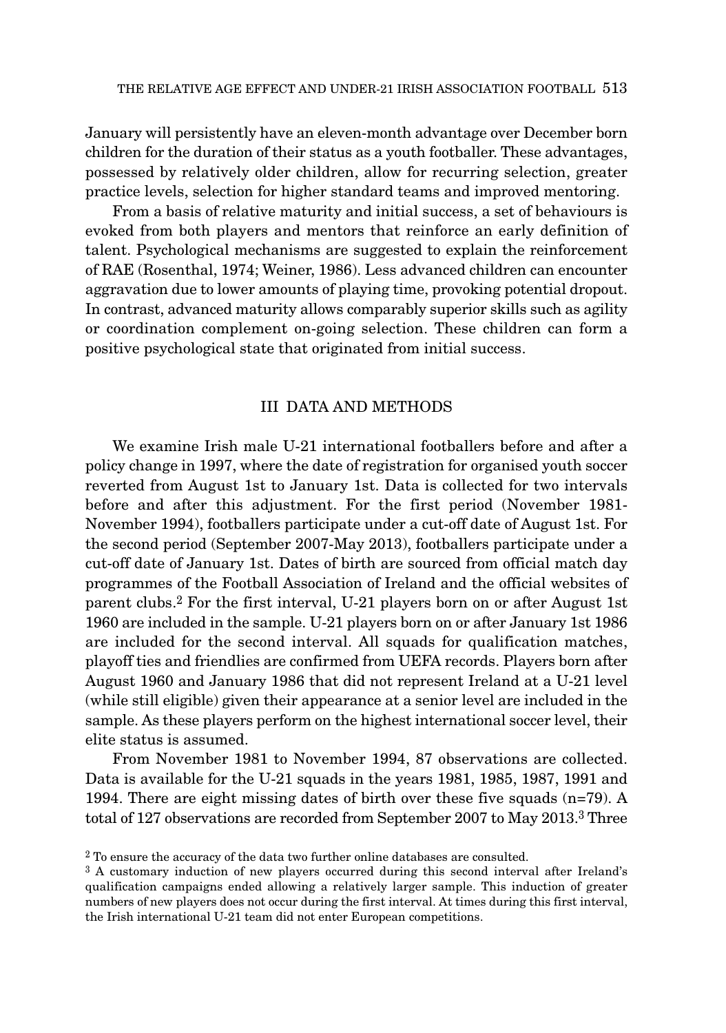January will persistently have an eleven-month advantage over December born children for the duration of their status as a youth footballer. These advantages, possessed by relatively older children, allow for recurring selection, greater practice levels, selection for higher standard teams and improved mentoring.

From a basis of relative maturity and initial success, a set of behaviours is evoked from both players and mentors that reinforce an early definition of talent. Psychological mechanisms are suggested to explain the reinforcement of RAE (Rosenthal, 1974; Weiner, 1986). Less advanced children can encounter aggravation due to lower amounts of playing time, provoking potential dropout. In contrast, advanced maturity allows comparably superior skills such as agility or coordination complement on-going selection. These children can form a positive psychological state that originated from initial success.

## III DATA AND METHODS

We examine Irish male U-21 international footballers before and after a policy change in 1997, where the date of registration for organised youth soccer reverted from August 1st to January 1st. Data is collected for two intervals before and after this adjustment. For the first period (November 1981-November 1994), footballers participate under a cut-off date of August 1st. For the second period (September 2007-May 2013), footballers participate under a cut-off date of January 1st. Dates of birth are sourced from official match day programmes of the Football Association of Ireland and the official websites of parent clubs.[2] For the first interval, U-21 players born on or after August 1st 1960 are included in the sample. U-21 players born on or after January 1st 1986 are included for the second interval. All squads for qualification matches, playoff ties and friendlies are confirmed from UEFA records. Players born after August 1960 and January 1986 that did not represent Ireland at a U-21 level (while still eligible) given their appearance at a senior level are included in the sample. As these players perform on the highest international soccer level, their elite status is assumed.

From November 1981 to November 1994, 87 observations are collected. Data is available for the U-21 squads in the years 1981, 1985, 1987, 1991 and 1994. There are eight missing dates of birth over these five squads (n=79). A total of 127 observations are recorded from September 2007 to May 2013.[3] Three

[2] To ensure the accuracy of the data two further online databases are consulted.

[3] A customary induction of new players occurred during this second interval after Ireland's qualification campaigns ended allowing a relatively larger sample. This induction of greater numbers of new players does not occur during the first interval. At times during this first interval, the Irish international U-21 team did not enter European competitions.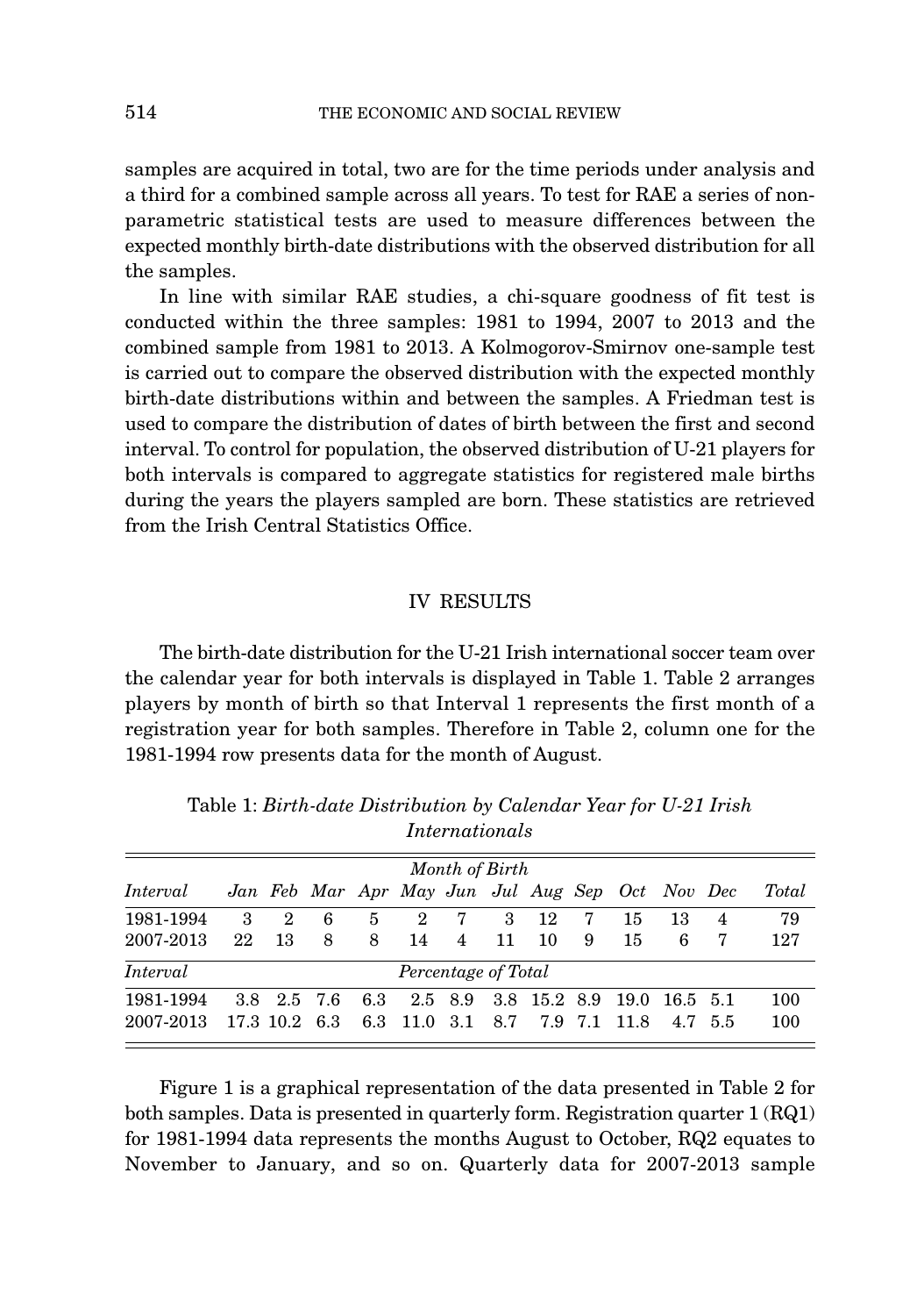samples are acquired in total, two are for the time periods under analysis and a third for a combined sample across all years. To test for RAE a series of non-parametric statistical tests are used to measure differences between the expected monthly birth-date distributions with the observed distribution for all the samples.

In line with similar RAE studies, a chi-square goodness of fit test is conducted within the three samples: 1981 to 1994, 2007 to 2013 and the combined sample from 1981 to 2013. A Kolmogorov-Smirnov one-sample test is carried out to compare the observed distribution with the expected monthly birth-date distributions within and between the samples. A Friedman test is used to compare the distribution of dates of birth between the first and second interval. To control for population, the observed distribution of U-21 players for both intervals is compared to aggregate statistics for registered male births during the years the players sampled are born. These statistics are retrieved from the Irish Central Statistics Office.

## IV RESULTS

The birth-date distribution for the U-21 Irish international soccer team over the calendar year for both intervals is displayed in Table 1. Table 2 arranges players by month of birth so that Interval 1 represents the first month of a registration year for both samples. Therefore in Table 2, column one for the 1981-1994 row presents data for the month of August.

Table 1: *Birth-date Distribution by Calendar Year for U-21 Irish Internationals*

| | *Month of Birth* | | | | | | | | | | | | |
|---|---|---|---|---|---|---|---|---|---|---|---|---|---|
| *Interval* | *Jan* | *Feb* | *Mar* | *Apr* | *May* | *Jun* | *Jul* | *Aug* | *Sep* | *Oct* | *Nov* | *Dec* | *Total* |
| 1981-1994 | 3 | 2 | 6 | 5 | 2 | 7 | 3 | 12 | 7 | 15 | 13 | 4 | 79 |
| 2007-2013 | 22 | 13 | 8 | 8 | 14 | 4 | 11 | 10 | 9 | 15 | 6 | 7 | 127 |
| *Interval* | *Percentage of Total* | | | | | | | | | | | | |
| 1981-1994 | 3.8 | 2.5 | 7.6 | 6.3 | 2.5 | 8.9 | 3.8 | 15.2 | 8.9 | 19.0 | 16.5 | 5.1 | 100 |
| 2007-2013 | 17.3 | 10.2 | 6.3 | 6.3 | 11.0 | 3.1 | 8.7 | 7.9 | 7.1 | 11.8 | 4.7 | 5.5 | 100 |

Figure 1 is a graphical representation of the data presented in Table 2 for both samples. Data is presented in quarterly form. Registration quarter 1 (RQ1) for 1981-1994 data represents the months August to October, RQ2 equates to November to January, and so on. Quarterly data for 2007-2013 sample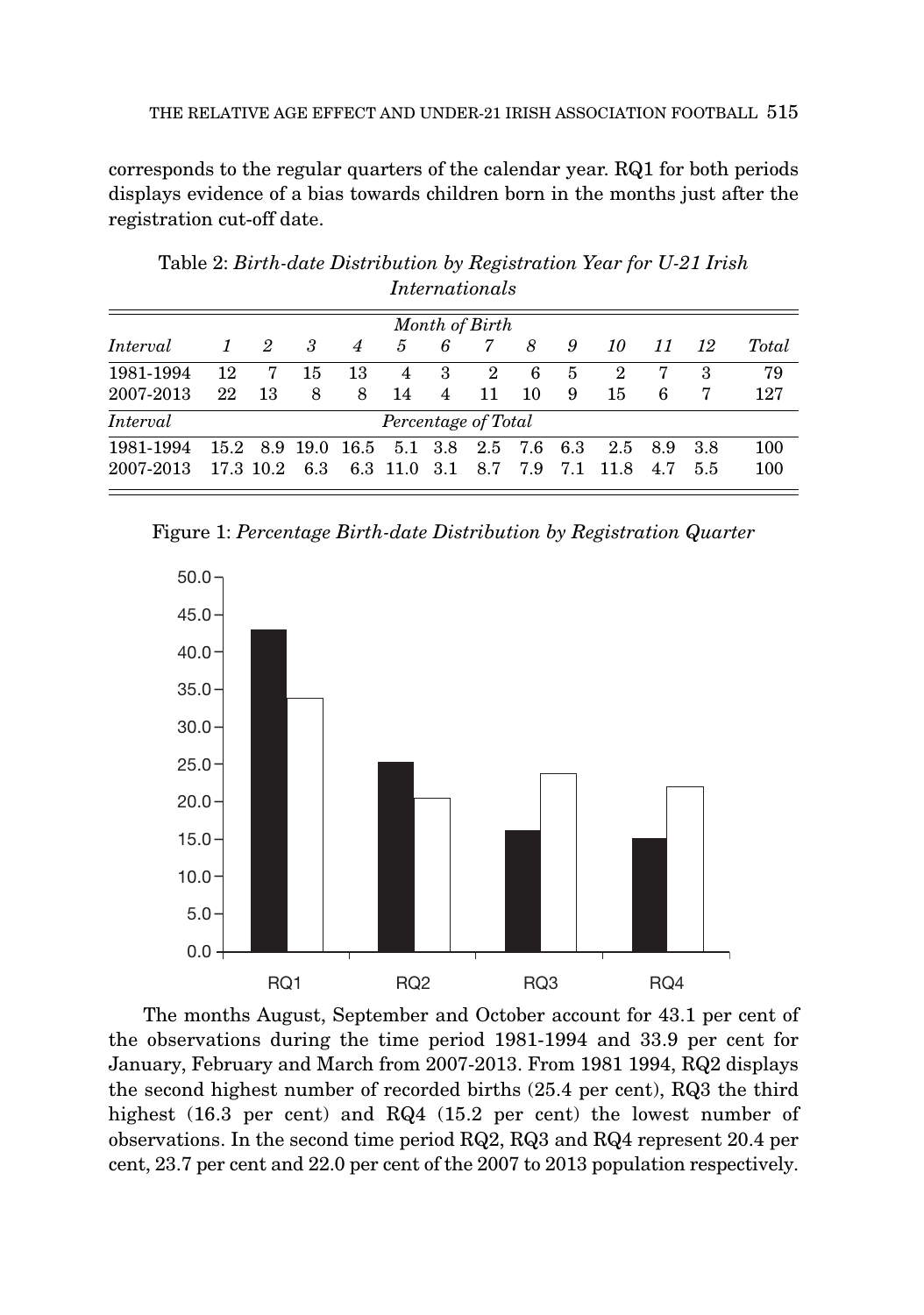corresponds to the regular quarters of the calendar year. RQ1 for both periods displays evidence of a bias towards children born in the months just after the registration cut-off date.

Table 2: *Birth-date Distribution by Registration Year for U-21 Irish Internationals*

| | *Month of Birth* | | | | | | | | | | | | |
|---|---|---|---|---|---|---|---|---|---|---|---|---|---|
| *Interval* | *1* | *2* | *3* | *4* | *5* | *6* | *7* | *8* | *9* | *10* | *11* | *12* | *Total* |
| 1981-1994 | 12 | 7 | 15 | 13 | 4 | 3 | 2 | 6 | 5 | 2 | 7 | 3 | 79 |
| 2007-2013 | 22 | 13 | 8 | 8 | 14 | 4 | 11 | 10 | 9 | 15 | 6 | 7 | 127 |
| *Interval* | *Percentage of Total* | | | | | | | | | | | | |
| 1981-1994 | 15.2 | 8.9 | 19.0 | 16.5 | 5.1 | 3.8 | 2.5 | 7.6 | 6.3 | 2.5 | 8.9 | 3.8 | 100 |
| 2007-2013 | 17.3 | 10.2 | 6.3 | 6.3 | 11.0 | 3.1 | 8.7 | 7.9 | 7.1 | 11.8 | 4.7 | 5.5 | 100 |

Figure 1: *Percentage Birth-date Distribution by Registration Quarter*

The months August, September and October account for 43.1 per cent of the observations during the time period 1981-1994 and 33.9 per cent for January, February and March from 2007-2013. From 1981 1994, RQ2 displays the second highest number of recorded births (25.4 per cent), RQ3 the third highest (16.3 per cent) and RQ4 (15.2 per cent) the lowest number of observations. In the second time period RQ2, RQ3 and RQ4 represent 20.4 per cent, 23.7 per cent and 22.0 per cent of the 2007 to 2013 population respectively.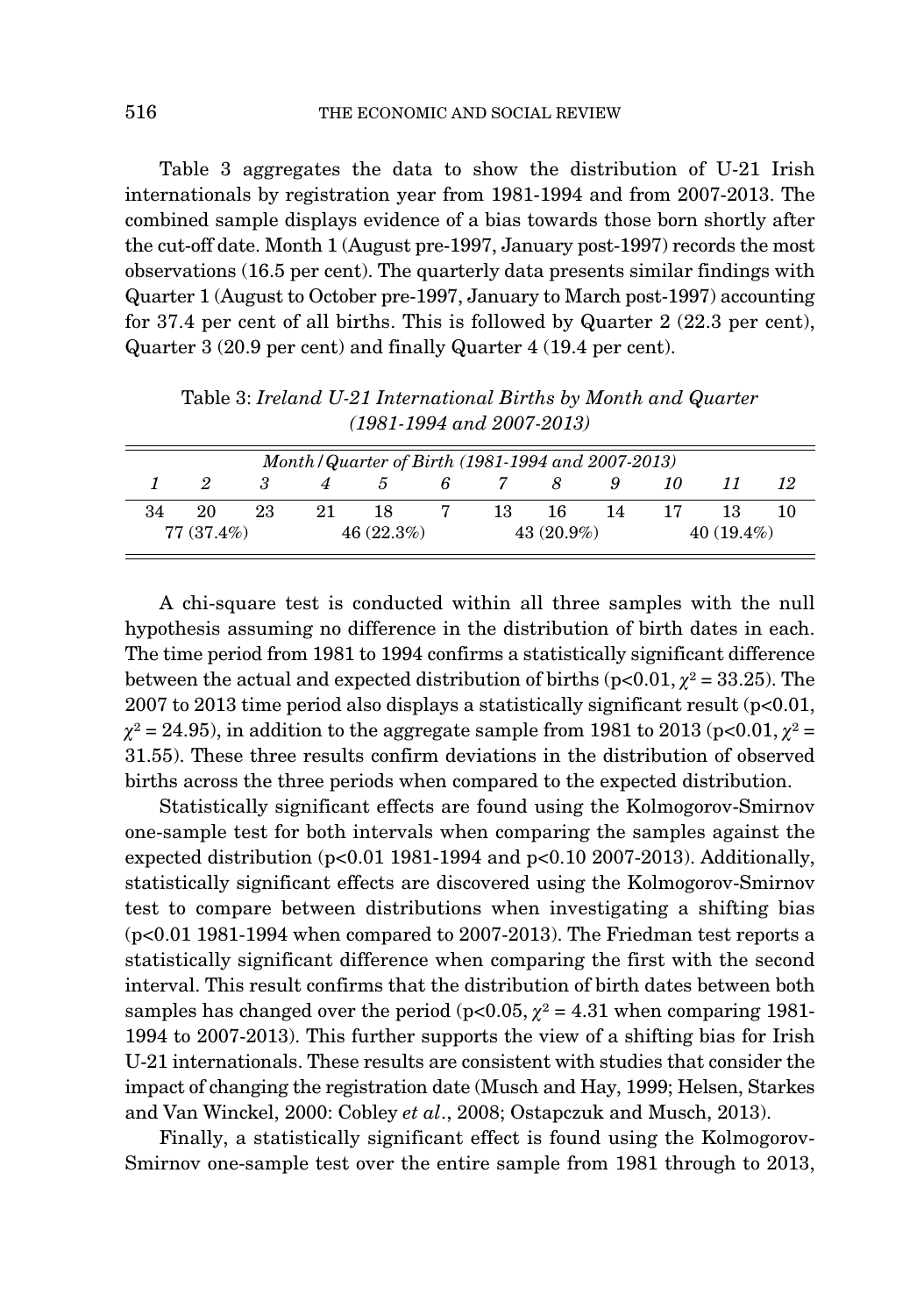Table 3 aggregates the data to show the distribution of U-21 Irish internationals by registration year from 1981-1994 and from 2007-2013. The combined sample displays evidence of a bias towards those born shortly after the cut-off date. Month 1 (August pre-1997, January post-1997) records the most observations (16.5 per cent). The quarterly data presents similar findings with Quarter 1 (August to October pre-1997, January to March post-1997) accounting for 37.4 per cent of all births. This is followed by Quarter 2 (22.3 per cent), Quarter 3 (20.9 per cent) and finally Quarter 4 (19.4 per cent).

Table 3: *Ireland U-21 International Births by Month and Quarter (1981-1994 and 2007-2013)*

| *Month/Quarter of Birth (1981-1994 and 2007-2013)* | | | | | | | | | | | |
|---|---|---|---|---|---|---|---|---|---|---|---|
| *1* | *2* | *3* | *4* | *5* | *6* | *7* | *8* | *9* | *10* | *11* | *12* |
| 34 | 20 | 23 | 21 | 18 | 7 | 13 | 16 | 14 | 17 | 13 | 10 |
| 77 (37.4%) | | | 46 (22.3%) | | | 43 (20.9%) | | | 40 (19.4%) | | |

A chi-square test is conducted within all three samples with the null hypothesis assuming no difference in the distribution of birth dates in each. The time period from 1981 to 1994 confirms a statistically significant difference between the actual and expected distribution of births ($p<0.01$, $\chi^2 = 33.25$). The 2007 to 2013 time period also displays a statistically significant result ($p<0.01$, $\chi^2 = 24.95$), in addition to the aggregate sample from 1981 to 2013 ($p<0.01$, $\chi^2 = 31.55$). These three results confirm deviations in the distribution of observed births across the three periods when compared to the expected distribution.

Statistically significant effects are found using the Kolmogorov-Smirnov one-sample test for both intervals when comparing the samples against the expected distribution ($p<0.01$ 1981-1994 and $p<0.10$ 2007-2013). Additionally, statistically significant effects are discovered using the Kolmogorov-Smirnov test to compare between distributions when investigating a shifting bias ($p<0.01$ 1981-1994 when compared to 2007-2013). The Friedman test reports a statistically significant difference when comparing the first with the second interval. This result confirms that the distribution of birth dates between both samples has changed over the period ($p<0.05$, $\chi^2 = 4.31$ when comparing 1981-1994 to 2007-2013). This further supports the view of a shifting bias for Irish U-21 internationals. These results are consistent with studies that consider the impact of changing the registration date (Musch and Hay, 1999; Helsen, Starkes and Van Winckel, 2000: Cobley *et al*., 2008; Ostapczuk and Musch, 2013).

Finally, a statistically significant effect is found using the Kolmogorov-Smirnov one-sample test over the entire sample from 1981 through to 2013,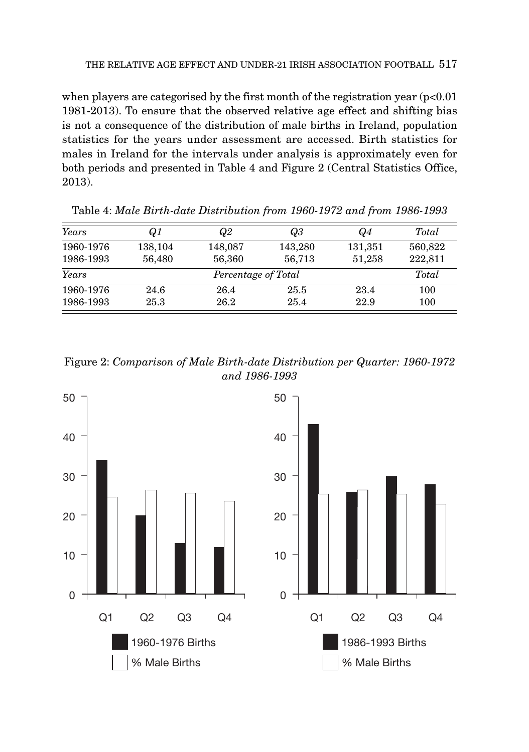when players are categorised by the first month of the registration year ($p<0.01$ 1981-2013). To ensure that the observed relative age effect and shifting bias is not a consequence of the distribution of male births in Ireland, population statistics for the years under assessment are accessed. Birth statistics for males in Ireland for the intervals under analysis is approximately even for both periods and presented in Table 4 and Figure 2 (Central Statistics Office, 2013).

Table 4: *Male Birth-date Distribution from 1960-1972 and from 1986-1993*

| *Years* | *Q1* | *Q2* | *Q3* | *Q4* | *Total* |
|---|---|---|---|---|---|
| 1960-1976 | 138,104 | 148,087 | 143,280 | 131,351 | 560,822 |
| 1986-1993 | 56,480 | 56,360 | 56,713 | 51,258 | 222,811 |
| *Years* | | | *Percentage of Total* | | *Total* |
| 1960-1976 | 24.6 | 26.4 | 25.5 | 23.4 | 100 |
| 1986-1993 | 25.3 | 26.2 | 25.4 | 22.9 | 100 |

Figure 2: *Comparison of Male Birth-date Distribution per Quarter: 1960-1972 and 1986-1993*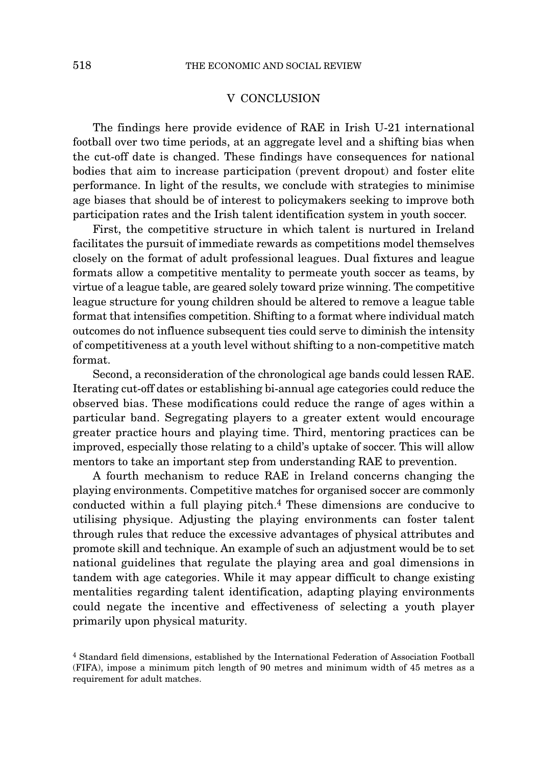## V CONCLUSION

The findings here provide evidence of RAE in Irish U-21 international football over two time periods, at an aggregate level and a shifting bias when the cut-off date is changed. These findings have consequences for national bodies that aim to increase participation (prevent dropout) and foster elite performance. In light of the results, we conclude with strategies to minimise age biases that should be of interest to policymakers seeking to improve both participation rates and the Irish talent identification system in youth soccer.

First, the competitive structure in which talent is nurtured in Ireland facilitates the pursuit of immediate rewards as competitions model themselves closely on the format of adult professional leagues. Dual fixtures and league formats allow a competitive mentality to permeate youth soccer as teams, by virtue of a league table, are geared solely toward prize winning. The competitive league structure for young children should be altered to remove a league table format that intensifies competition. Shifting to a format where individual match outcomes do not influence subsequent ties could serve to diminish the intensity of competitiveness at a youth level without shifting to a non-competitive match format.

Second, a reconsideration of the chronological age bands could lessen RAE. Iterating cut-off dates or establishing bi-annual age categories could reduce the observed bias. These modifications could reduce the range of ages within a particular band. Segregating players to a greater extent would encourage greater practice hours and playing time. Third, mentoring practices can be improved, especially those relating to a child's uptake of soccer. This will allow mentors to take an important step from understanding RAE to prevention.

A fourth mechanism to reduce RAE in Ireland concerns changing the playing environments. Competitive matches for organised soccer are commonly conducted within a full playing pitch.[4] These dimensions are conducive to utilising physique. Adjusting the playing environments can foster talent through rules that reduce the excessive advantages of physical attributes and promote skill and technique. An example of such an adjustment would be to set national guidelines that regulate the playing area and goal dimensions in tandem with age categories. While it may appear difficult to change existing mentalities regarding talent identification, adapting playing environments could negate the incentive and effectiveness of selecting a youth player primarily upon physical maturity.

[4] Standard field dimensions, established by the International Federation of Association Football (FIFA), impose a minimum pitch length of 90 metres and minimum width of 45 metres as a requirement for adult matches.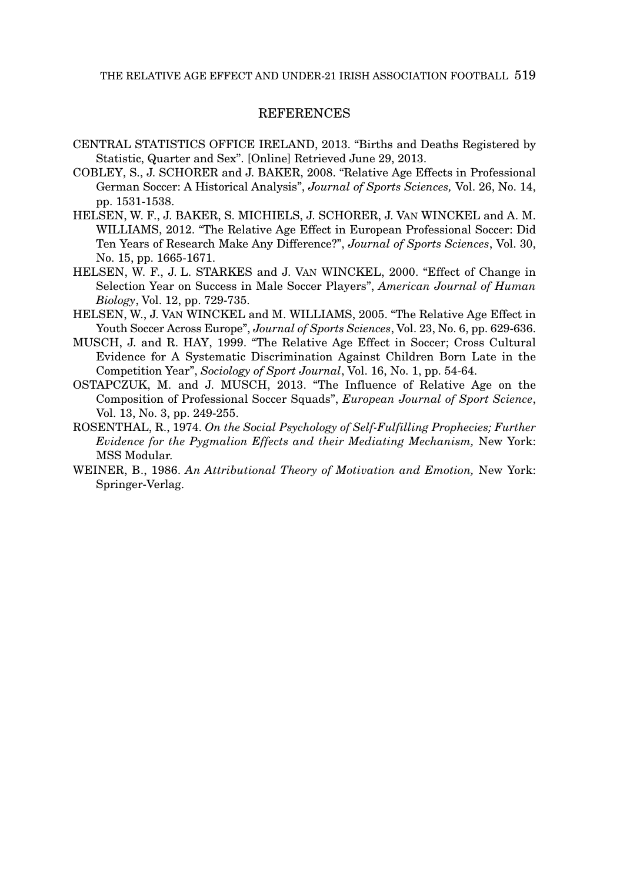## REFERENCES

CENTRAL STATISTICS OFFICE IRELAND, 2013. "Births and Deaths Registered by Statistic, Quarter and Sex". [Online] Retrieved June 29, 2013.

COBLEY, S., J. SCHORER and J. BAKER, 2008. "Relative Age Effects in Professional German Soccer: A Historical Analysis", *Journal of Sports Sciences,* Vol. 26, No. 14, pp. 1531-1538.

HELSEN, W. F., J. BAKER, S. MICHIELS, J. SCHORER, J. VAN WINCKEL and A. M. WILLIAMS, 2012. "The Relative Age Effect in European Professional Soccer: Did Ten Years of Research Make Any Difference?", *Journal of Sports Sciences*, Vol. 30, No. 15, pp. 1665-1671.

HELSEN, W. F., J. L. STARKES and J. VAN WINCKEL, 2000. "Effect of Change in Selection Year on Success in Male Soccer Players", *American Journal of Human Biology*, Vol. 12, pp. 729-735.

HELSEN, W., J. VAN WINCKEL and M. WILLIAMS, 2005. "The Relative Age Effect in Youth Soccer Across Europe", *Journal of Sports Sciences*, Vol. 23, No. 6, pp. 629-636.

MUSCH, J. and R. HAY, 1999. "The Relative Age Effect in Soccer; Cross Cultural Evidence for A Systematic Discrimination Against Children Born Late in the Competition Year", *Sociology of Sport Journal*, Vol. 16, No. 1, pp. 54-64.

OSTAPCZUK, M. and J. MUSCH, 2013. "The Influence of Relative Age on the Composition of Professional Soccer Squads", *European Journal of Sport Science*, Vol. 13, No. 3, pp. 249-255.

ROSENTHAL, R., 1974. *On the Social Psychology of Self-Fulfilling Prophecies; Further Evidence for the Pygmalion Effects and their Mediating Mechanism,* New York: MSS Modular.

WEINER, B., 1986. *An Attributional Theory of Motivation and Emotion,* New York: Springer-Verlag.